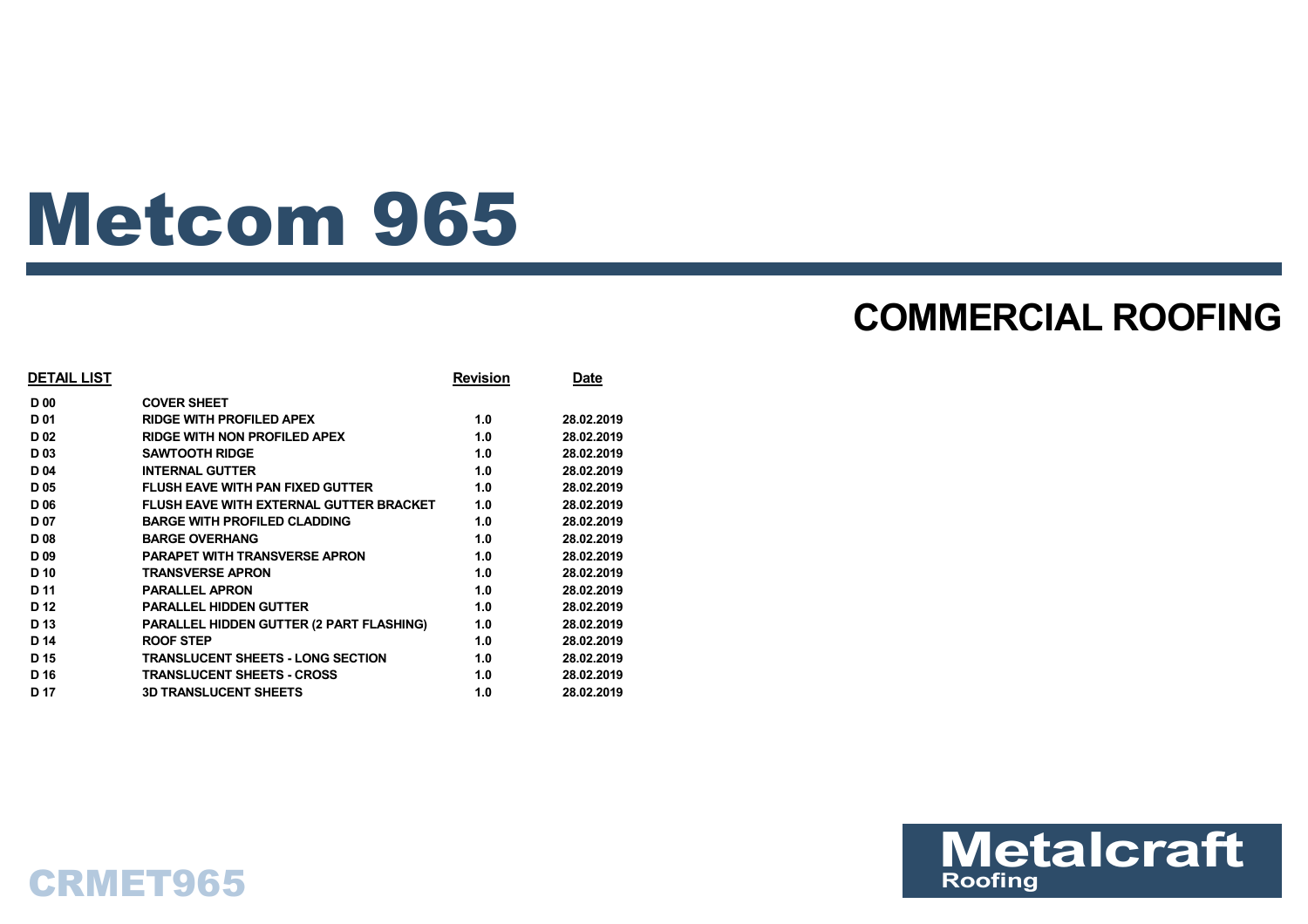# Metcom 965

## COMMERCIAL ROOFING

| DETAIL LIST | | Revision | Date |
|---|---|---|---|
| D 00 | COVER SHEET | | |
| D 01 | RIDGE WITH PROFILED APEX | 1.0 | 28.02.2019 |
| D 02 | RIDGE WITH NON PROFILED APEX | 1.0 | 28.02.2019 |
| D 03 | SAWTOOTH RIDGE | 1.0 | 28.02.2019 |
| D 04 | INTERNAL GUTTER | 1.0 | 28.02.2019 |
| D 05 | FLUSH EAVE WITH PAN FIXED GUTTER | 1.0 | 28.02.2019 |
| D 06 | FLUSH EAVE WITH EXTERNAL GUTTER BRACKET | 1.0 | 28.02.2019 |
| D 07 | BARGE WITH PROFILED CLADDING | 1.0 | 28.02.2019 |
| D 08 | BARGE OVERHANG | 1.0 | 28.02.2019 |
| D 09 | PARAPET WITH TRANSVERSE APRON | 1.0 | 28.02.2019 |
| D 10 | TRANSVERSE APRON | 1.0 | 28.02.2019 |
| D 11 | PARALLEL APRON | 1.0 | 28.02.2019 |
| D 12 | PARALLEL HIDDEN GUTTER | 1.0 | 28.02.2019 |
| D 13 | PARALLEL HIDDEN GUTTER (2 PART FLASHING) | 1.0 | 28.02.2019 |
| D 14 | ROOF STEP | 1.0 | 28.02.2019 |
| D 15 | TRANSLUCENT SHEETS - LONG SECTION | 1.0 | 28.02.2019 |
| D 16 | TRANSLUCENT SHEETS - CROSS | 1.0 | 28.02.2019 |
| D 17 | 3D TRANSLUCENT SHEETS | 1.0 | 28.02.2019 |

CRMET965

Metalcraft Roofing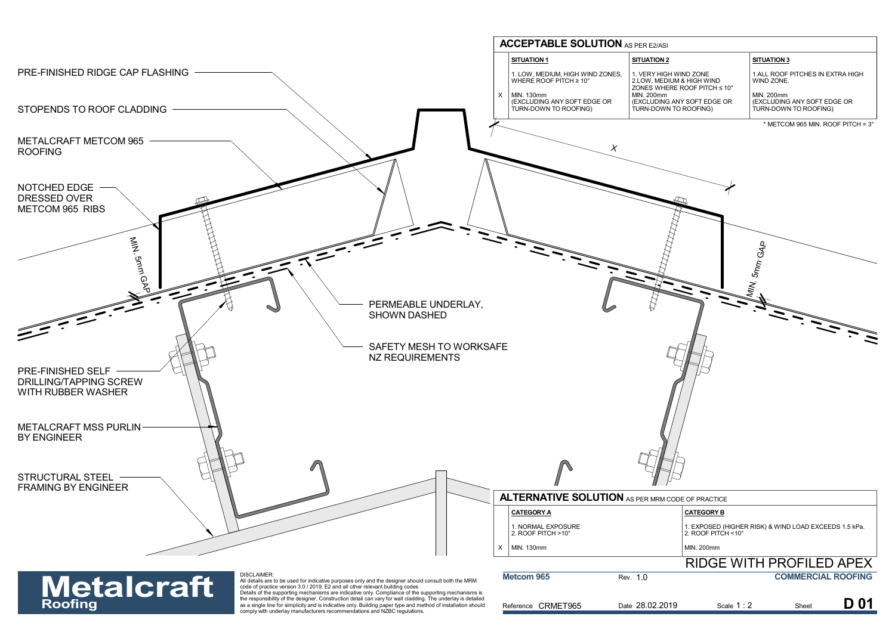PRE-FINISHED RIDGE CAP FLASHING

STOPENDS TO ROOF CLADDING

METALCRAFT METCOM 965 ROOFING

NOTCHED EDGE DRESSED OVER METCOM 965 RIBS

MIN. 5mm GAP

PERMEABLE UNDERLAY, SHOWN DASHED

SAFETY MESH TO WORKSAFE NZ REQUIREMENTS

PRE-FINISHED SELF DRILLING/TAPPING SCREW WITH RUBBER WASHER

METALCRAFT MSS PURLIN BY ENGINEER

STRUCTURAL STEEL FRAMING BY ENGINEER

X

MIN. 5mm GAP

## ACCEPTABLE SOLUTION AS PER E2/ASI

| | SITUATION 1 | SITUATION 2 | SITUATION 3 |
|---|---|---|---|
| | 1. LOW, MEDIUM, HIGH WIND ZONES, WHERE ROOF PITCH ≥ 10° | 1. VERY HIGH WIND ZONE<br>2. LOW, MEDIUM & HIGH WIND ZONES WHERE ROOF PITCH ≤ 10° | 1. ALL ROOF PITCHES IN EXTRA HIGH WIND ZONE. |
| X | MIN. 130mm (EXCLUDING ANY SOFT EDGE OR TURN-DOWN TO ROOFING) | MIN. 200mm (EXCLUDING ANY SOFT EDGE OR TURN-DOWN TO ROOFING) | MIN. 200mm (EXCLUDING ANY SOFT EDGE OR TURN-DOWN TO ROOFING) |

\* METCOM 965 MIN. ROOF PITCH = 3°

## ALTERNATIVE SOLUTION AS PER MRM CODE OF PRACTICE

| | CATEGORY A | CATEGORY B |
|---|---|---|
| | 1. NORMAL EXPOSURE<br>2. ROOF PITCH >10° | 1. EXPOSED (HIGHER RISK) & WIND LOAD EXCEEDS 1.5 kPa.<br>2. ROOF PITCH <10° |
| X | MIN. 130mm | MIN. 200mm |

**Metalcraft Roofing**

DISCLAIMER:
All details are to be used for indicative purposes only and the designer should consult both the MRM code of practice version 3.0 / 2019, E2 and all other relevant building codes
Details of the supporting mechanisms are indicative only. Compliance of the supporting mechanisms is the responsibility of the designer. Construction detail can vary for wall cladding. The underlay is detailed as a single line for simplicity and is indicative only. Building paper type and method of installation should comply with underlay manufacturers recommendations and NZBC regulations.

# RIDGE WITH PROFILED APEX

| Metcom 965 | Rev. 1.0 | | COMMERCIAL ROOFING |
|---|---|---|---|
| Reference CRMET965 | Date 28.02.2019 | Scale 1 : 2 | Sheet **D 01** |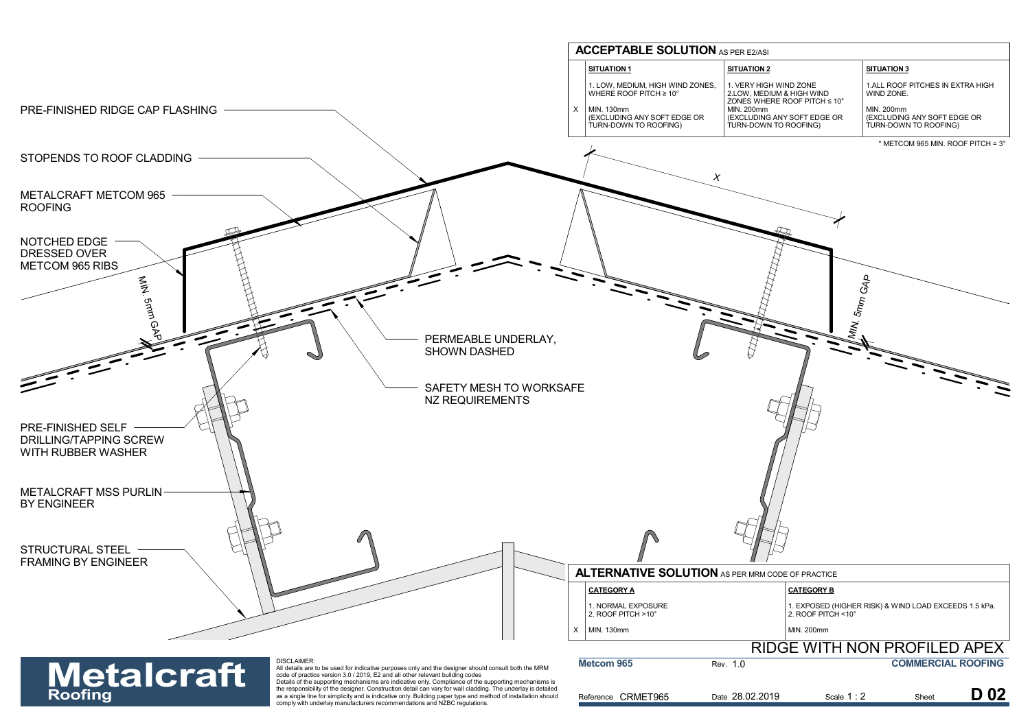## ACCEPTABLE SOLUTION AS PER E2/ASI

| | SITUATION 1 | SITUATION 2 | SITUATION 3 |
|---|---|---|---|
| | 1. LOW, MEDIUM, HIGH WIND ZONES, WHERE ROOF PITCH ≥ 10° | 1. VERY HIGH WIND ZONE 2.LOW, MEDIUM & HIGH WIND ZONES WHERE ROOF PITCH ≤ 10° | 1.ALL ROOF PITCHES IN EXTRA HIGH WIND ZONE. |
| X | MIN. 130mm (EXCLUDING ANY SOFT EDGE OR TURN-DOWN TO ROOFING) | MIN. 200mm (EXCLUDING ANY SOFT EDGE OR TURN-DOWN TO ROOFING) | MIN. 200mm (EXCLUDING ANY SOFT EDGE OR TURN-DOWN TO ROOFING) |

* METCOM 965 MIN. ROOF PITCH = 3°

PRE-FINISHED RIDGE CAP FLASHING

STOPENDS TO ROOF CLADDING

METALCRAFT METCOM 965 ROOFING

NOTCHED EDGE DRESSED OVER METCOM 965 RIBS

MIN. 5mm GAP

X

MIN. 5mm GAP

PERMEABLE UNDERLAY, SHOWN DASHED

SAFETY MESH TO WORKSAFE NZ REQUIREMENTS

PRE-FINISHED SELF DRILLING/TAPPING SCREW WITH RUBBER WASHER

METALCRAFT MSS PURLIN BY ENGINEER

STRUCTURAL STEEL FRAMING BY ENGINEER

## ALTERNATIVE SOLUTION AS PER MRM CODE OF PRACTICE

| | CATEGORY A | CATEGORY B |
|---|---|---|
| | 1. NORMAL EXPOSURE 2. ROOF PITCH >10° | 1. EXPOSED (HIGHER RISK) & WIND LOAD EXCEEDS 1.5 kPa. 2. ROOF PITCH <10° |
| X | MIN. 130mm | MIN. 200mm |

# RIDGE WITH NON PROFILED APEX

**Metcom 965** Rev. 1.0 **COMMERCIAL ROOFING**

Reference CRMET965 Date 28.02.2019 Scale 1 : 2 Sheet **D 02**

**Metalcraft Roofing**

DISCLAIMER:
All details are to be used for indicative purposes only and the designer should consult both the MRM code of practice version 3.0 / 2019, E2 and all other relevant building codes
Details of the supporting mechanisms are indicative only. Compliance of the supporting mechanisms is the responsibility of the designer. Construction detail can vary for wall cladding. The underlay is detailed as a single line for simplicity and is indicative only. Building paper type and method of installation should comply with underlay manufacturers recommendations and NZBC regulations.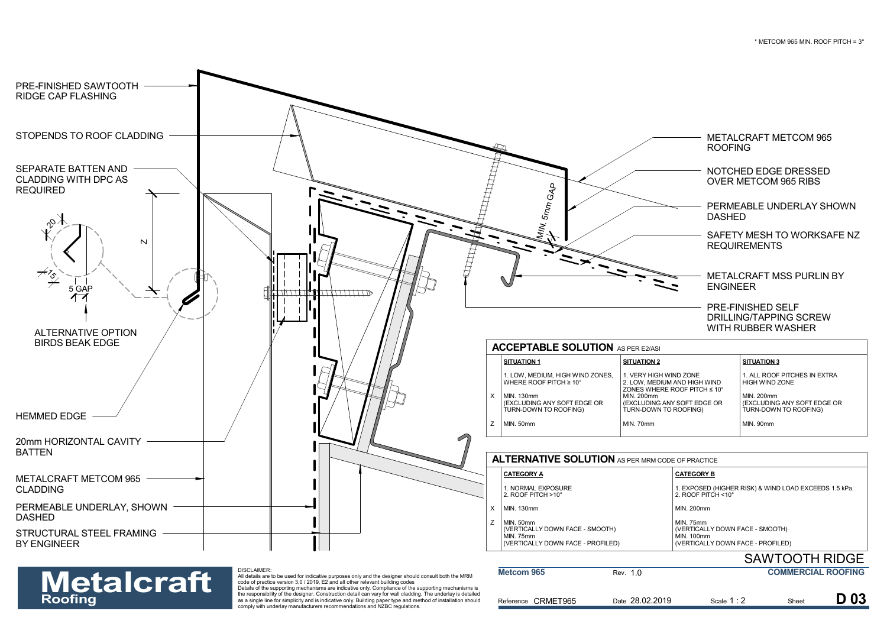* METCOM 965 MIN. ROOF PITCH = 3°

PRE-FINISHED SAWTOOTH RIDGE CAP FLASHING

STOPENDS TO ROOF CLADDING

SEPARATE BATTEN AND CLADDING WITH DPC AS REQUIRED

20

15

5 GAP

Z

ALTERNATIVE OPTION BIRDS BEAK EDGE

HEMMED EDGE

20mm HORIZONTAL CAVITY BATTEN

METALCRAFT METCOM 965 CLADDING

PERMEABLE UNDERLAY, SHOWN DASHED

STRUCTURAL STEEL FRAMING BY ENGINEER

MIN. 5mm GAP

METALCRAFT METCOM 965 ROOFING

NOTCHED EDGE DRESSED OVER METCOM 965 RIBS

PERMEABLE UNDERLAY SHOWN DASHED

SAFETY MESH TO WORKSAFE NZ REQUIREMENTS

METALCRAFT MSS PURLIN BY ENGINEER

PRE-FINISHED SELF DRILLING/TAPPING SCREW WITH RUBBER WASHER

## ACCEPTABLE SOLUTION AS PER E2/ASI

| | SITUATION 1 | SITUATION 2 | SITUATION 3 |
|---|---|---|---|
| | 1. LOW, MEDIUM, HIGH WIND ZONES, WHERE ROOF PITCH ≥ 10° | 1. VERY HIGH WIND ZONE 2. LOW, MEDIUM AND HIGH WIND ZONES WHERE ROOF PITCH ≤ 10° | 1. ALL ROOF PITCHES IN EXTRA HIGH WIND ZONE |
| X | MIN. 130mm (EXCLUDING ANY SOFT EDGE OR TURN-DOWN TO ROOFING) | MIN. 200mm (EXCLUDING ANY SOFT EDGE OR TURN-DOWN TO ROOFING) | MIN. 200mm (EXCLUDING ANY SOFT EDGE OR TURN-DOWN TO ROOFING) |
| Z | MIN. 50mm | MIN. 70mm | MIN. 90mm |

## ALTERNATIVE SOLUTION AS PER MRM CODE OF PRACTICE

| | CATEGORY A | CATEGORY B |
|---|---|---|
| | 1. NORMAL EXPOSURE 2. ROOF PITCH >10° | 1. EXPOSED (HIGHER RISK) & WIND LOAD EXCEEDS 1.5 kPa. 2. ROOF PITCH <10° |
| X | MIN. 130mm | MIN. 200mm |
| Z | MIN. 50mm (VERTICALLY DOWN FACE - SMOOTH) MIN. 75mm (VERTICALLY DOWN FACE - PROFILED) | MIN. 75mm (VERTICALLY DOWN FACE - SMOOTH) MIN. 100mm (VERTICALLY DOWN FACE - PROFILED) |

**Metalcraft Roofing**

DISCLAIMER:
All details are to be used for indicative purposes only and the designer should consult both the MRM code of practice version 3.0 / 2019, E2 and all other relevant building codes
Details of the supporting mechanisms are indicative only. Compliance of the supporting mechanisms is the responsibility of the designer. Construction detail can vary for wall cladding. The underlay is detailed as a single line for simplicity and is indicative only. Building paper type and method of installation should comply with underlay manufacturers recommendations and NZBC regulations.

# SAWTOOTH RIDGE

| Metcom 965 | Rev. 1.0 | | COMMERCIAL ROOFING |
|---|---|---|---|
| Reference CRMET965 | Date 28.02.2019 | Scale 1 : 2 | Sheet D 03 |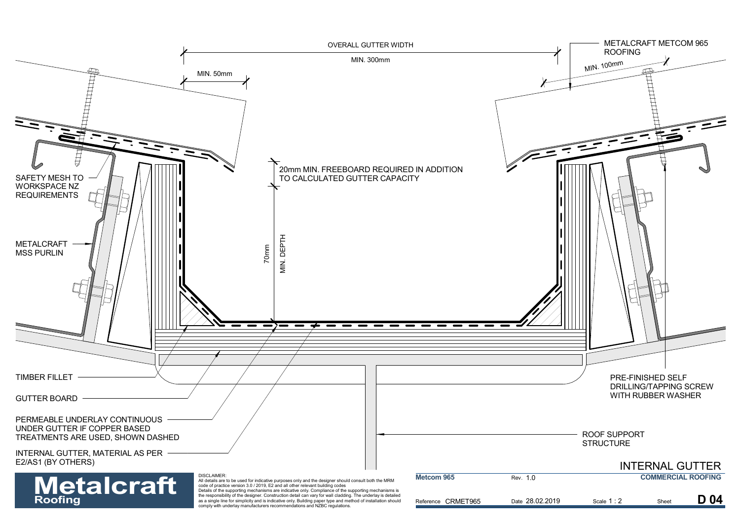OVERALL GUTTER WIDTH

MIN. 300mm

MIN. 50mm

METALCRAFT METCOM 965 ROOFING

MIN. 100mm

20mm MIN. FREEBOARD REQUIRED IN ADDITION TO CALCULATED GUTTER CAPACITY

70mm MIN. DEPTH

SAFETY MESH TO WORKSPACE NZ REQUIREMENTS

METALCRAFT MSS PURLIN

TIMBER FILLET

GUTTER BOARD

PERMEABLE UNDERLAY CONTINUOUS UNDER GUTTER IF COPPER BASED TREATMENTS ARE USED, SHOWN DASHED

INTERNAL GUTTER, MATERIAL AS PER E2/AS1 (BY OTHERS)

PRE-FINISHED SELF DRILLING/TAPPING SCREW WITH RUBBER WASHER

ROOF SUPPORT STRUCTURE

# INTERNAL GUTTER

**Metalcraft Roofing**

DISCLAIMER:
All details are to be used for indicative purposes only and the designer should consult both the MRM code of practice version 3.0 / 2019, E2 and all other relevant building codes
Details of the supporting mechanisms are indicative only. Compliance of the supporting mechanisms is the responsibility of the designer. Construction detail can vary for wall cladding. The underlay is detailed as a single line for simplicity and is indicative only. Building paper type and method of installation should comply with underlay manufacturers recommendations and NZBC regulations.

| **Metcom 965** | Rev. 1.0 | | **COMMERCIAL ROOFING** |
|---|---|---|---|
| Reference CRMET965 | Date 28.02.2019 | Scale 1 : 2 | Sheet **D 04** |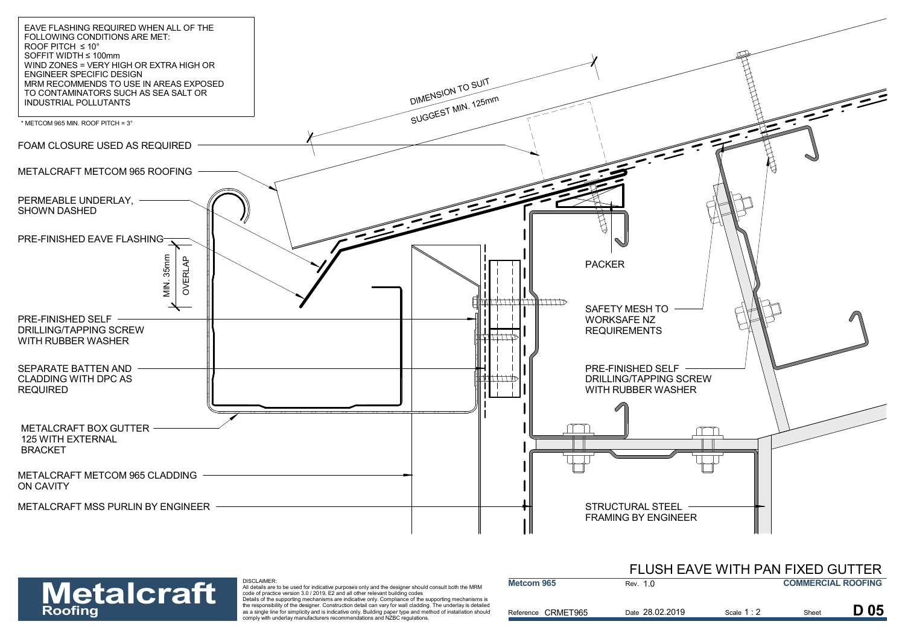EAVE FLASHING REQUIRED WHEN ALL OF THE FOLLOWING CONDITIONS ARE MET:
ROOF PITCH ≤ 10°
SOFFIT WIDTH ≤ 100mm
WIND ZONES = VERY HIGH OR EXTRA HIGH OR ENGINEER SPECIFIC DESIGN
MRM RECOMMENDS TO USE IN AREAS EXPOSED TO CONTAMINATORS SUCH AS SEA SALT OR INDUSTRIAL POLLUTANTS

* METCOM 965 MIN. ROOF PITCH = 3°

DIMENSION TO SUIT
SUGGEST MIN. 125mm

FOAM CLOSURE USED AS REQUIRED

METALCRAFT METCOM 965 ROOFING

PERMEABLE UNDERLAY, SHOWN DASHED

PRE-FINISHED EAVE FLASHING

MIN. 35mm OVERLAP

PRE-FINISHED SELF DRILLING/TAPPING SCREW WITH RUBBER WASHER

SEPARATE BATTEN AND CLADDING WITH DPC AS REQUIRED

METALCRAFT BOX GUTTER 125 WITH EXTERNAL BRACKET

METALCRAFT METCOM 965 CLADDING ON CAVITY

METALCRAFT MSS PURLIN BY ENGINEER

PACKER

SAFETY MESH TO WORKSAFE NZ REQUIREMENTS

PRE-FINISHED SELF DRILLING/TAPPING SCREW WITH RUBBER WASHER

STRUCTURAL STEEL FRAMING BY ENGINEER

# FLUSH EAVE WITH PAN FIXED GUTTER

**Metalcraft Roofing**

DISCLAIMER:
All details are to be used for indicative purposes only and the designer should consult both the MRM code of practice version 3.0 / 2019, E2 and all other relevant building codes
Details of the supporting mechanisms are indicative only. Compliance of the supporting mechanisms is the responsibility of the designer. Construction detail can vary for wall cladding. The underlay is detailed as a single line for simplicity and is indicative only. Building paper type and method of installation should comply with underlay manufacturers recommendations and NZBC regulations.

| Metcom 965 | Rev. 1.0 | | COMMERCIAL ROOFING |
|---|---|---|---|
| Reference CRMET965 | Date 28.02.2019 | Scale 1 : 2 | Sheet D 05 |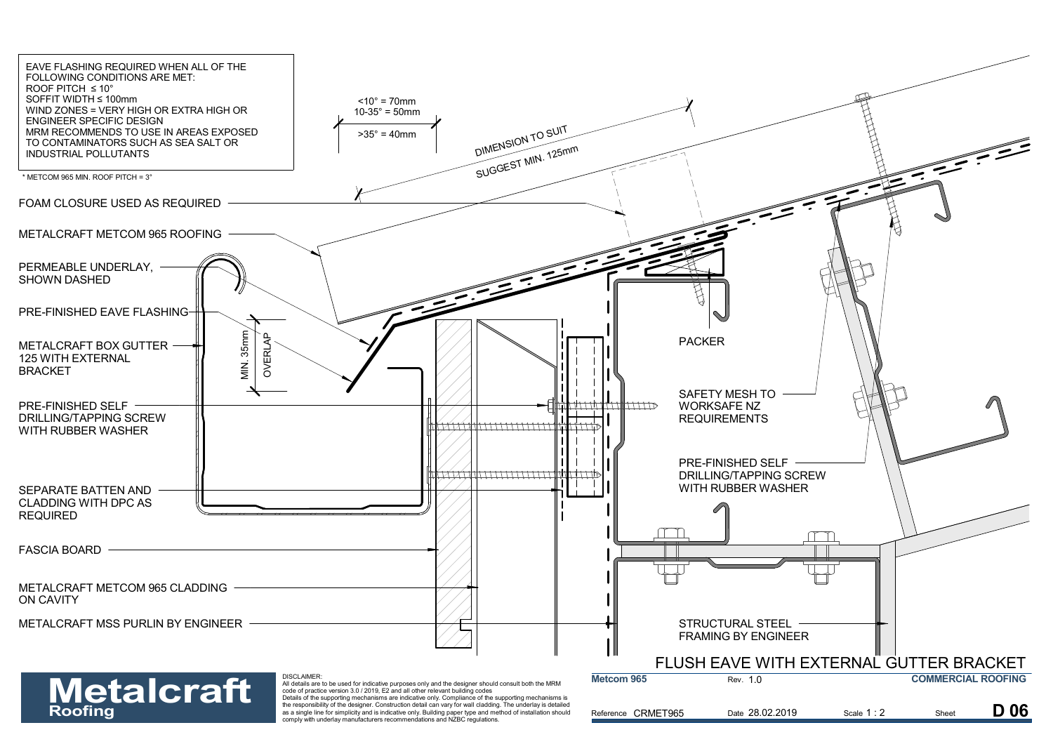EAVE FLASHING REQUIRED WHEN ALL OF THE FOLLOWING CONDITIONS ARE MET:
ROOF PITCH ≤ 10°
SOFFIT WIDTH ≤ 100mm
WIND ZONES = VERY HIGH OR EXTRA HIGH OR ENGINEER SPECIFIC DESIGN
MRM RECOMMENDS TO USE IN AREAS EXPOSED TO CONTAMINATORS SUCH AS SEA SALT OR INDUSTRIAL POLLUTANTS

* METCOM 965 MIN. ROOF PITCH = 3°

<10° = 70mm
10-35° = 50mm
>35° = 40mm

DIMENSION TO SUIT
SUGGEST MIN. 125mm

FOAM CLOSURE USED AS REQUIRED

METALCRAFT METCOM 965 ROOFING

PERMEABLE UNDERLAY, SHOWN DASHED

PRE-FINISHED EAVE FLASHING

METALCRAFT BOX GUTTER 125 WITH EXTERNAL BRACKET

MIN. 35mm OVERLAP

PRE-FINISHED SELF DRILLING/TAPPING SCREW WITH RUBBER WASHER

SEPARATE BATTEN AND CLADDING WITH DPC AS REQUIRED

FASCIA BOARD

METALCRAFT METCOM 965 CLADDING ON CAVITY

METALCRAFT MSS PURLIN BY ENGINEER

PACKER

SAFETY MESH TO WORKSAFE NZ REQUIREMENTS

PRE-FINISHED SELF DRILLING/TAPPING SCREW WITH RUBBER WASHER

STRUCTURAL STEEL FRAMING BY ENGINEER

# FLUSH EAVE WITH EXTERNAL GUTTER BRACKET

**Metalcraft Roofing**

DISCLAIMER:
All details are to be used for indicative purposes only and the designer should consult both the MRM code of practice version 3.0 / 2019, E2 and all other relevant building codes
Details of the supporting mechanisms are indicative only. Compliance of the supporting mechanisms is the responsibility of the designer. Construction detail can vary for wall cladding. The underlay is detailed as a single line for simplicity and is indicative only. Building paper type and method of installation should comply with underlay manufacturers recommendations and NZBC regulations.

| **Metcom 965** | Rev. 1.0 | | **COMMERCIAL ROOFING** |
|---|---|---|---|
| Reference CRMET965 | Date 28.02.2019 | Scale 1 : 2 | Sheet **D 06** |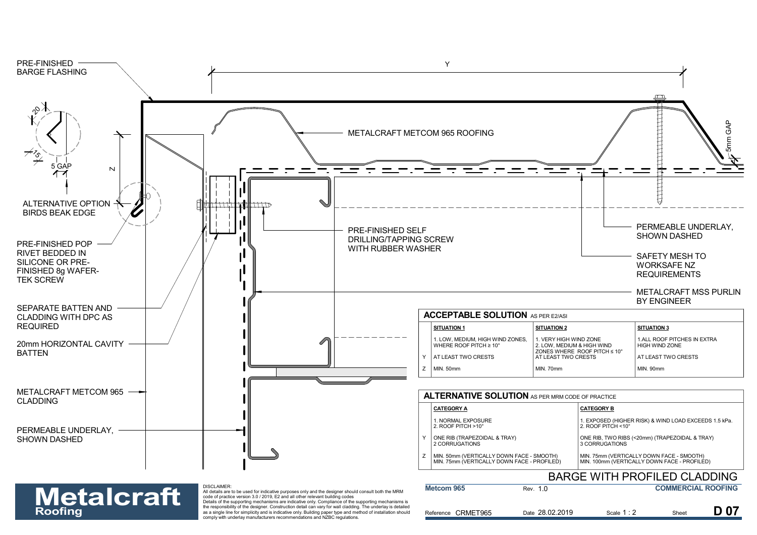PRE-FINISHED BARGE FLASHING

Y

20

15

5 GAP

Z

ALTERNATIVE OPTION BIRDS BEAK EDGE

METALCRAFT METCOM 965 ROOFING

5mm GAP

PRE-FINISHED POP RIVET BEDDED IN SILICONE OR PRE-FINISHED 8g WAFER-TEK SCREW

PRE-FINISHED SELF DRILLING/TAPPING SCREW WITH RUBBER WASHER

PERMEABLE UNDERLAY, SHOWN DASHED

SAFETY MESH TO WORKSAFE NZ REQUIREMENTS

METALCRAFT MSS PURLIN BY ENGINEER

SEPARATE BATTEN AND CLADDING WITH DPC AS REQUIRED

20mm HORIZONTAL CAVITY BATTEN

METALCRAFT METCOM 965 CLADDING

PERMEABLE UNDERLAY, SHOWN DASHED

**ACCEPTABLE SOLUTION** AS PER E2/ASI

| | SITUATION 1 | SITUATION 2 | SITUATION 3 |
|---|---|---|---|
| | 1. LOW, MEDIUM, HIGH WIND ZONES, WHERE ROOF PITCH ≥ 10° | 1. VERY HIGH WIND ZONE<br>2. LOW, MEDIUM & HIGH WIND ZONES WHERE ROOF PITCH ≤ 10° | 1.ALL ROOF PITCHES IN EXTRA HIGH WIND ZONE |
| Y | AT LEAST TWO CRESTS | AT LEAST TWO CRESTS | AT LEAST TWO CRESTS |
| Z | MIN. 50mm | MIN. 70mm | MIN. 90mm |

**ALTERNATIVE SOLUTION** AS PER MRM CODE OF PRACTICE

| | CATEGORY A | CATEGORY B |
|---|---|---|
| | 1. NORMAL EXPOSURE<br>2. ROOF PITCH >10° | 1. EXPOSED (HIGHER RISK) & WIND LOAD EXCEEDS 1.5 kPa.<br>2. ROOF PITCH <10° |
| Y | ONE RIB (TRAPEZOIDAL & TRAY)<br>2 CORRUGATIONS | ONE RIB, TWO RIBS (<20mm) (TRAPEZOIDAL & TRAY)<br>3 CORRUGATIONS |
| Z | MIN. 50mm (VERTICALLY DOWN FACE - SMOOTH)<br>MIN. 75mm (VERTICALLY DOWN FACE - PROFILED) | MIN. 75mm (VERTICALLY DOWN FACE - SMOOTH)<br>MIN. 100mm (VERTICALLY DOWN FACE - PROFILED) |

# BARGE WITH PROFILED CLADDING

**Metalcraft Roofing**

DISCLAIMER:
All details are to be used for indicative purposes only and the designer should consult both the MRM code of practice version 3.0 / 2019, E2 and all other relevant building codes
Details of the supporting mechanisms are indicative only. Compliance of the supporting mechanisms is the responsibility of the designer. Construction detail can vary for wall cladding. The underlay is detailed as a single line for simplicity and is indicative only. Building paper type and method of installation should comply with underlay manufacturers recommendations and NZBC regulations.

| Metcom 965 | Rev. 1.0 | | COMMERCIAL ROOFING |
|---|---|---|---|
| Reference CRMET965 | Date 28.02.2019 | Scale 1 : 2 | Sheet **D 07** |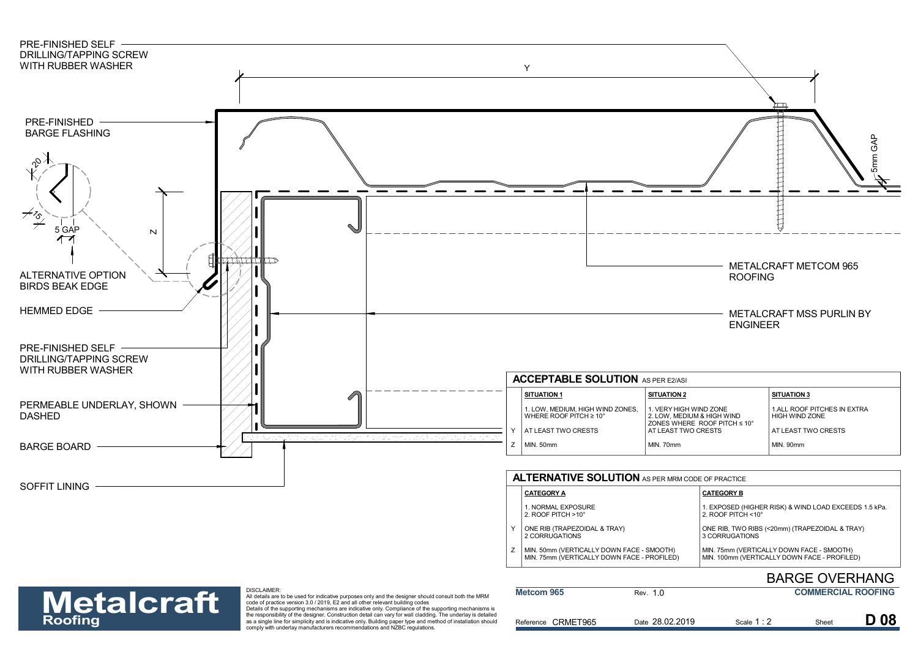PRE-FINISHED SELF DRILLING/TAPPING SCREW WITH RUBBER WASHER

Y

PRE-FINISHED BARGE FLASHING

20

15

5 GAP

Z

5mm GAP

ALTERNATIVE OPTION BIRDS BEAK EDGE

HEMMED EDGE

PRE-FINISHED SELF DRILLING/TAPPING SCREW WITH RUBBER WASHER

PERMEABLE UNDERLAY, SHOWN DASHED

BARGE BOARD

SOFFIT LINING

METALCRAFT METCOM 965 ROOFING

METALCRAFT MSS PURLIN BY ENGINEER

## ACCEPTABLE SOLUTION AS PER E2/ASI

| | SITUATION 1 | SITUATION 2 | SITUATION 3 |
|---|---|---|---|
| | 1. LOW, MEDIUM, HIGH WIND ZONES, WHERE ROOF PITCH ≥ 10° | 1. VERY HIGH WIND ZONE<br>2. LOW, MEDIUM & HIGH WIND ZONES WHERE ROOF PITCH ≤ 10° | 1.ALL ROOF PITCHES IN EXTRA HIGH WIND ZONE |
| Y | AT LEAST TWO CRESTS | AT LEAST TWO CRESTS | AT LEAST TWO CRESTS |
| Z | MIN. 50mm | MIN. 70mm | MIN. 90mm |

## ALTERNATIVE SOLUTION AS PER MRM CODE OF PRACTICE

| | CATEGORY A | CATEGORY B |
|---|---|---|
| | 1. NORMAL EXPOSURE<br>2. ROOF PITCH >10° | 1. EXPOSED (HIGHER RISK) & WIND LOAD EXCEEDS 1.5 kPa.<br>2. ROOF PITCH <10° |
| Y | ONE RIB (TRAPEZOIDAL & TRAY)<br>2 CORRUGATIONS | ONE RIB, TWO RIBS (<20mm) (TRAPEZOIDAL & TRAY)<br>3 CORRUGATIONS |
| Z | MIN. 50mm (VERTICALLY DOWN FACE - SMOOTH)<br>MIN. 75mm (VERTICALLY DOWN FACE - PROFILED) | MIN. 75mm (VERTICALLY DOWN FACE - SMOOTH)<br>MIN. 100mm (VERTICALLY DOWN FACE - PROFILED) |

**Metalcraft** Roofing

DISCLAIMER:
All details are to be used for indicative purposes only and the designer should consult both the MRM code of practice version 3.0 / 2019, E2 and all other relevant building codes
Details of the supporting mechanisms are indicative only. Compliance of the supporting mechanisms is the responsibility of the designer. Construction detail can vary for wall cladding. The underlay is detailed as a single line for simplicity and is indicative only. Building paper type and method of installation should comply with underlay manufacturers recommendations and NZBC regulations.

# BARGE OVERHANG

| Metcom 965 | Rev. 1.0 | | COMMERCIAL ROOFING |
|---|---|---|---|
| Reference CRMET965 | Date 28.02.2019 | Scale 1 : 2 | Sheet **D 08** |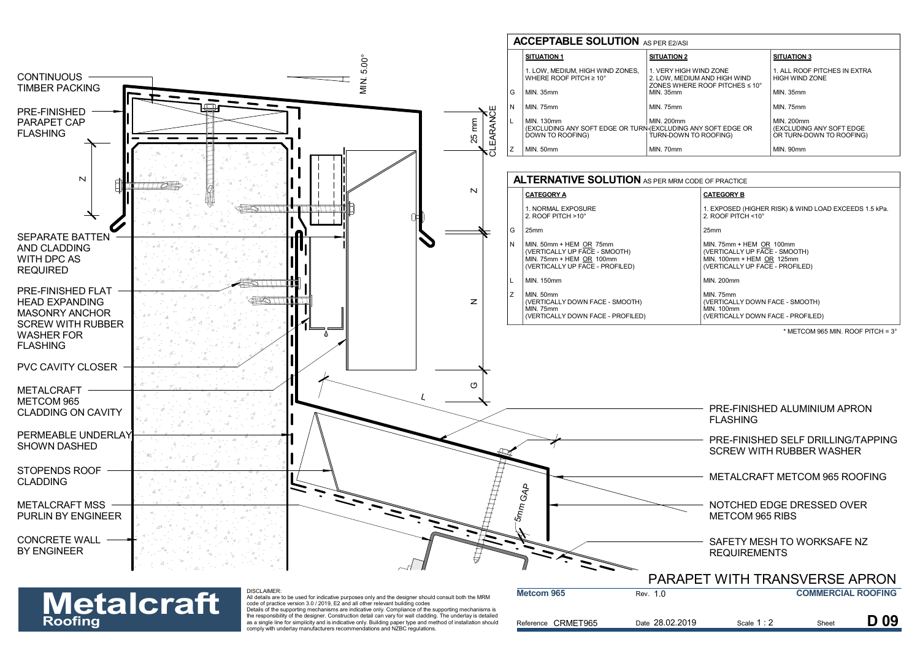## ACCEPTABLE SOLUTION AS PER E2/ASI

| | SITUATION 1 | SITUATION 2 | SITUATION 3 |
|---|---|---|---|
| | 1. LOW, MEDIUM, HIGH WIND ZONES, WHERE ROOF PITCH ≥ 10° | 1. VERY HIGH WIND ZONE 2. LOW, MEDIUM AND HIGH WIND ZONES WHERE ROOF PITCHES ≤ 10° | 1. ALL ROOF PITCHES IN EXTRA HIGH WIND ZONE |
| G | MIN. 35mm | MIN. 35mm | MIN. 35mm |
| N | MIN. 75mm | MIN. 75mm | MIN. 75mm |
| L | MIN. 130mm (EXCLUDING ANY SOFT EDGE OR TURN-DOWN TO ROOFING) | MIN. 200mm (EXCLUDING ANY SOFT EDGE OR TURN-DOWN TO ROOFING) | MIN. 200mm (EXCLUDING ANY SOFT EDGE OR TURN-DOWN TO ROOFING) |
| Z | MIN. 50mm | MIN. 70mm | MIN. 90mm |

## ALTERNATIVE SOLUTION AS PER MRM CODE OF PRACTICE

| | CATEGORY A | CATEGORY B |
|---|---|---|
| | 1. NORMAL EXPOSURE 2. ROOF PITCH >10° | 1. EXPOSED (HIGHER RISK) & WIND LOAD EXCEEDS 1.5 kPa. 2. ROOF PITCH <10° |
| G | 25mm | 25mm |
| N | MIN. 50mm + HEM OR 75mm (VERTICALLY UP FACE - SMOOTH) MIN. 75mm + HEM OR 100mm (VERTICALLY UP FACE - PROFILED) | MIN. 75mm + HEM OR 100mm (VERTICALLY UP FACE - SMOOTH) MIN. 100mm + HEM OR 125mm (VERTICALLY UP FACE - PROFILED) |
| L | MIN. 150mm | MIN. 200mm |
| Z | MIN. 50mm (VERTICALLY DOWN FACE - SMOOTH) MIN. 75mm (VERTICALLY DOWN FACE - PROFILED) | MIN. 75mm (VERTICALLY DOWN FACE - SMOOTH) MIN. 100mm (VERTICALLY DOWN FACE - PROFILED) |

* METCOM 965 MIN. ROOF PITCH = 3°

CONTINUOUS TIMBER PACKING

PRE-FINISHED PARAPET CAP FLASHING

SEPARATE BATTEN AND CLADDING WITH DPC AS REQUIRED

PRE-FINISHED FLAT HEAD EXPANDING MASONRY ANCHOR SCREW WITH RUBBER WASHER FOR FLASHING

PVC CAVITY CLOSER

METALCRAFT METCOM 965 CLADDING ON CAVITY

PERMEABLE UNDERLAY SHOWN DASHED

STOPENDS ROOF CLADDING

METALCRAFT MSS PURLIN BY ENGINEER

CONCRETE WALL BY ENGINEER

MIN. 5.00°

25 mm CLEARANCE

Z

N

G

L

5mm GAP

PRE-FINISHED ALUMINIUM APRON FLASHING

PRE-FINISHED SELF DRILLING/TAPPING SCREW WITH RUBBER WASHER

METALCRAFT METCOM 965 ROOFING

NOTCHED EDGE DRESSED OVER METCOM 965 RIBS

SAFETY MESH TO WORKSAFE NZ REQUIREMENTS

# PARAPET WITH TRANSVERSE APRON

**Metalcraft Roofing**

DISCLAIMER:
All details are to be used for indicative purposes only and the designer should consult both the MRM code of practice version 3.0 / 2019, E2 and all other relevant building codes
Details of the supporting mechanisms are indicative only. Compliance of the supporting mechanisms is the responsibility of the designer. Construction detail can vary for wall cladding. The underlay is detailed as a single line for simplicity and is indicative only. Building paper type and method of installation should comply with underlay manufacturers recommendations and NZBC regulations.

| Metcom 965 | Rev. 1.0 | | COMMERCIAL ROOFING |
|---|---|---|---|
| Reference CRMET965 | Date 28.02.2019 | Scale 1 : 2 | Sheet D 09 |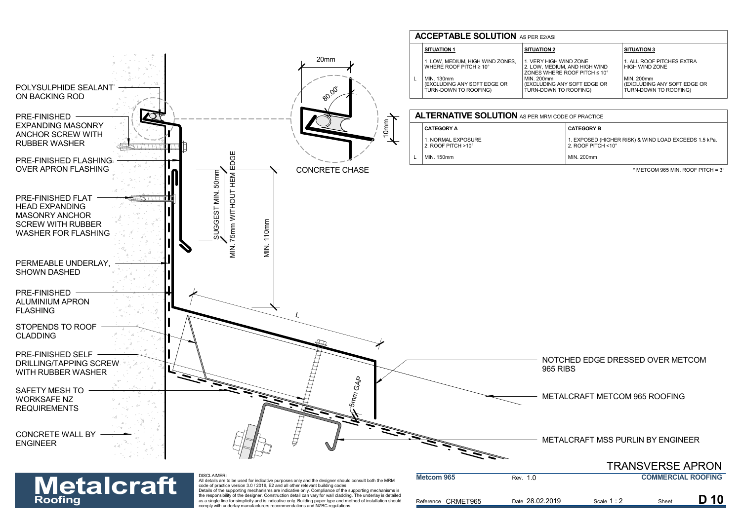## ACCEPTABLE SOLUTION AS PER E2/ASI

| | SITUATION 1 | SITUATION 2 | SITUATION 3 |
|---|---|---|---|
| | 1. LOW, MEDIUM, HIGH WIND ZONES, WHERE ROOF PITCH ≥ 10° | 1. VERY HIGH WIND ZONE 2. LOW, MEDIUM, AND HIGH WIND ZONES WHERE ROOF PITCH ≤ 10° | 1. ALL ROOF PITCHES EXTRA HIGH WIND ZONE |
| L | MIN. 130mm (EXCLUDING ANY SOFT EDGE OR TURN-DOWN TO ROOFING) | MIN. 200mm (EXCLUDING ANY SOFT EDGE OR TURN-DOWN TO ROOFING) | MIN. 200mm (EXCLUDING ANY SOFT EDGE OR TURN-DOWN TO ROOFING) |

## ALTERNATIVE SOLUTION AS PER MRM CODE OF PRACTICE

| | CATEGORY A | CATEGORY B |
|---|---|---|
| | 1. NORMAL EXPOSURE 2. ROOF PITCH >10° | 1. EXPOSED (HIGHER RISK) & WIND LOAD EXCEEDS 1.5 kPa. 2. ROOF PITCH <10° |
| L | MIN. 150mm | MIN. 200mm |

* METCOM 965 MIN. ROOF PITCH = 3°

- POLYSULPHIDE SEALANT ON BACKING ROD
- PRE-FINISHED EXPANDING MASONRY ANCHOR SCREW WITH RUBBER WASHER
- PRE-FINISHED FLASHING OVER APRON FLASHING
- PRE-FINISHED FLAT HEAD EXPANDING MASONRY ANCHOR SCREW WITH RUBBER WASHER FOR FLASHING
- PERMEABLE UNDERLAY, SHOWN DASHED
- PRE-FINISHED ALUMINIUM APRON FLASHING
- STOPENDS TO ROOF CLADDING
- PRE-FINISHED SELF DRILLING/TAPPING SCREW WITH RUBBER WASHER
- SAFETY MESH TO WORKSAFE NZ REQUIREMENTS
- CONCRETE WALL BY ENGINEER
- NOTCHED EDGE DRESSED OVER METCOM 965 RIBS
- METALCRAFT METCOM 965 ROOFING
- METALCRAFT MSS PURLIN BY ENGINEER

SUGGEST MIN. 50mm
MIN. 75mm WITHOUT HEM EDGE
MIN. 110mm
L
5mm GAP
20mm
80.00°
10mm
CONCRETE CHASE

# TRANSVERSE APRON

DISCLAIMER:
All details are to be used for indicative purposes only and the designer should consult both the MRM code of practice version 3.0 / 2019, E2 and all other relevant building codes
Details of the supporting mechanisms are indicative only. Compliance of the supporting mechanisms is the responsibility of the designer. Construction detail can vary for wall cladding. The underlay is detailed as a single line for simplicity and is indicative only. Building paper type and method of installation should comply with underlay manufacturers recommendations and NZBC regulations.

| Metcom 965 | Rev. 1.0 | | COMMERCIAL ROOFING |
|---|---|---|---|
| Reference CRMET965 | Date 28.02.2019 | Scale 1 : 2 | Sheet D 10 |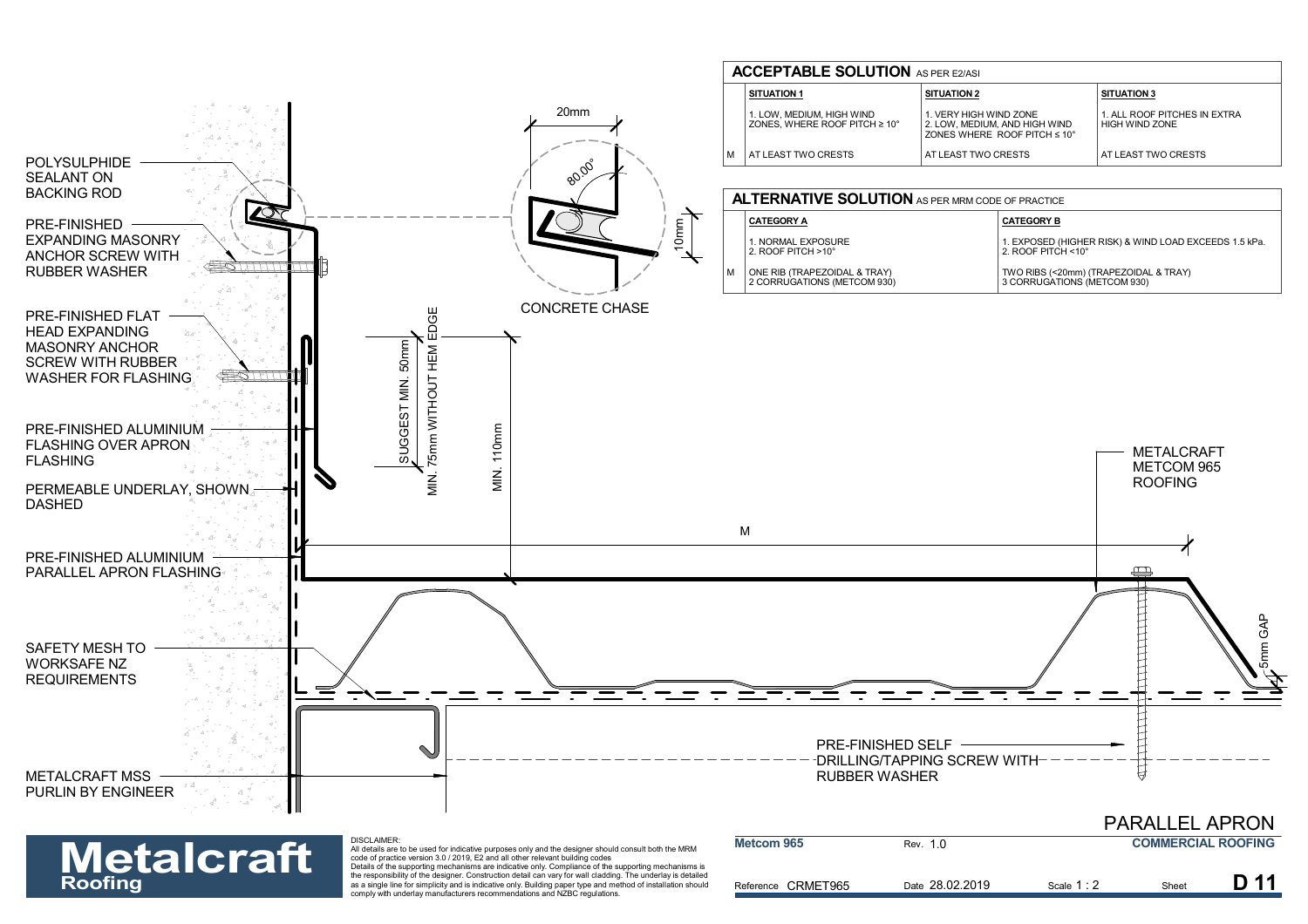## ACCEPTABLE SOLUTION AS PER E2/ASI

| | SITUATION 1 | SITUATION 2 | SITUATION 3 |
|---|---|---|---|
| | 1. LOW, MEDIUM, HIGH WIND ZONES, WHERE ROOF PITCH ≥ 10° | 1. VERY HIGH WIND ZONE<br>2. LOW, MEDIUM, AND HIGH WIND ZONES WHERE ROOF PITCH ≤ 10° | 1. ALL ROOF PITCHES IN EXTRA HIGH WIND ZONE |
| M | AT LEAST TWO CRESTS | AT LEAST TWO CRESTS | AT LEAST TWO CRESTS |

## ALTERNATIVE SOLUTION AS PER MRM CODE OF PRACTICE

| | CATEGORY A | CATEGORY B |
|---|---|---|
| | 1. NORMAL EXPOSURE<br>2. ROOF PITCH >10° | 1. EXPOSED (HIGHER RISK) & WIND LOAD EXCEEDS 1.5 kPa.<br>2. ROOF PITCH <10° |
| M | ONE RIB (TRAPEZOIDAL & TRAY)<br>2 CORRUGATIONS (METCOM 930) | TWO RIBS (<20mm) (TRAPEZOIDAL & TRAY)<br>3 CORRUGATIONS (METCOM 930) |

POLYSULPHIDE SEALANT ON BACKING ROD

PRE-FINISHED EXPANDING MASONRY ANCHOR SCREW WITH RUBBER WASHER

PRE-FINISHED FLAT HEAD EXPANDING MASONRY ANCHOR SCREW WITH RUBBER WASHER FOR FLASHING

PRE-FINISHED ALUMINIUM FLASHING OVER APRON FLASHING

PERMEABLE UNDERLAY, SHOWN DASHED

PRE-FINISHED ALUMINIUM PARALLEL APRON FLASHING

SAFETY MESH TO WORKSAFE NZ REQUIREMENTS

METALCRAFT MSS PURLIN BY ENGINEER

20mm

80.00°

10mm

CONCRETE CHASE

SUGGEST MIN. 50mm

MIN. 75mm WITHOUT HEM EDGE

MIN. 110mm

M

METALCRAFT METCOM 965 ROOFING

5mm GAP

PRE-FINISHED SELF DRILLING/TAPPING SCREW WITH RUBBER WASHER

DISCLAIMER:
All details are to be used for indicative purposes only and the designer should consult both the MRM code of practice version 3.0 / 2019, E2 and all other relevant building codes
Details of the supporting mechanisms are indicative only. Compliance of the supporting mechanisms is the responsibility of the designer. Construction detail can vary for wall cladding. The underlay is detailed as a single line for simplicity and is indicative only. Building paper type and method of installation should comply with underlay manufacturers recommendations and NZBC regulations.

Metalcraft Roofing

PARALLEL APRON

| Metcom 965 | Rev. 1.0 | | COMMERCIAL ROOFING |
|---|---|---|---|
| Reference CRMET965 | Date 28.02.2019 | Scale 1 : 2 | Sheet D 11 |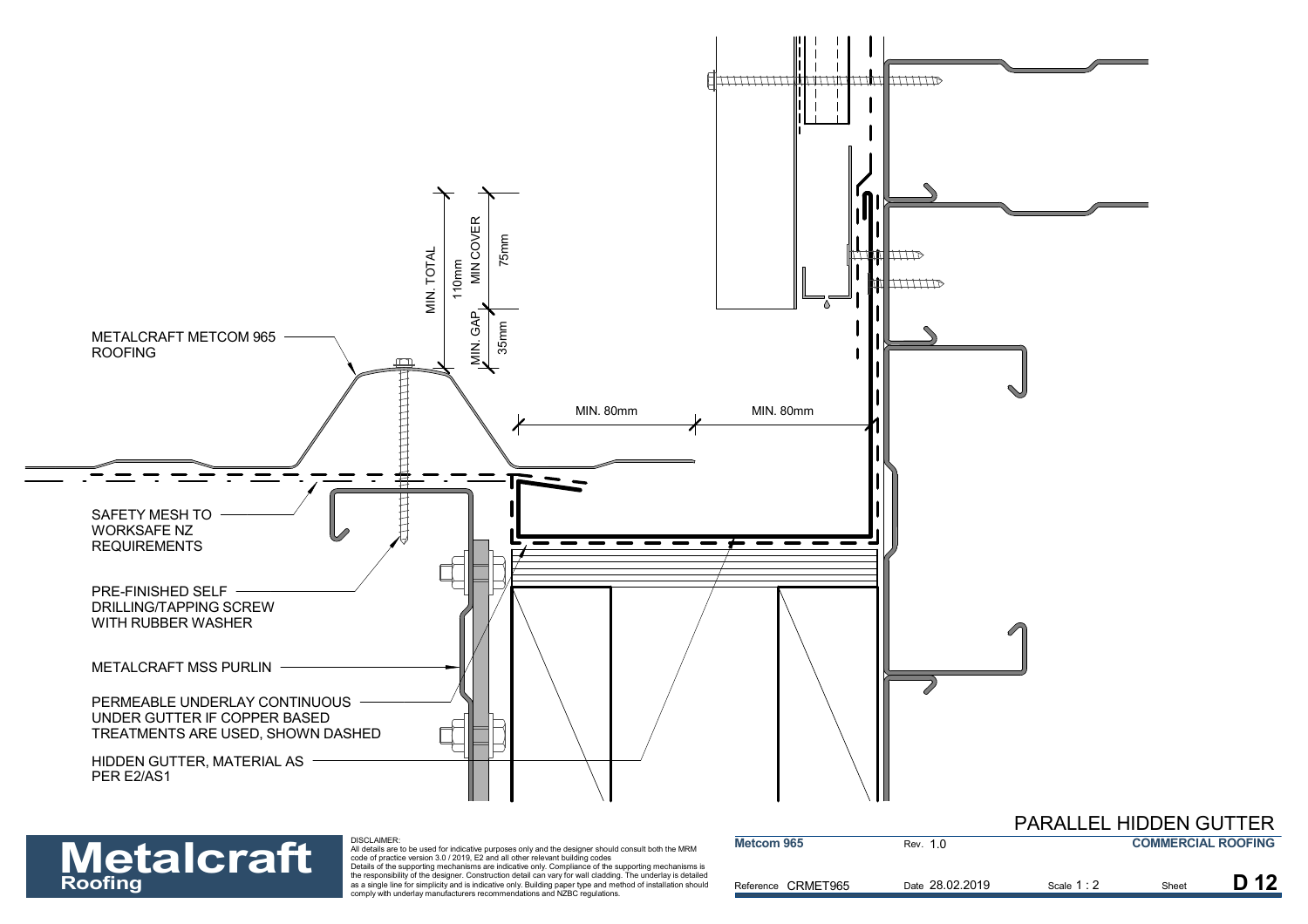# PARALLEL HIDDEN GUTTER

METALCRAFT METCOM 965 ROOFING

SAFETY MESH TO WORKSAFE NZ REQUIREMENTS

PRE-FINISHED SELF DRILLING/TAPPING SCREW WITH RUBBER WASHER

METALCRAFT MSS PURLIN

PERMEABLE UNDERLAY CONTINUOUS UNDER GUTTER IF COPPER BASED TREATMENTS ARE USED, SHOWN DASHED

HIDDEN GUTTER, MATERIAL AS PER E2/AS1

MIN. TOTAL 110mm

MIN COVER 75mm

MIN. GAP 35mm

MIN. 80mm

MIN. 80mm

DISCLAIMER:
All details are to be used for indicative purposes only and the designer should consult both the MRM code of practice version 3.0 / 2019, E2 and all other relevant building codes
Details of the supporting mechanisms are indicative only. Compliance of the supporting mechanisms is the responsibility of the designer. Construction detail can vary for wall cladding. The underlay is detailed as a single line for simplicity and is indicative only. Building paper type and method of installation should comply with underlay manufacturers recommendations and NZBC regulations.

| Metcom 965 | Rev. 1.0 | | | COMMERCIAL ROOFING |
|---|---|---|---|---|
| Reference CRMET965 | Date 28.02.2019 | Scale 1 : 2 | Sheet | D 12 |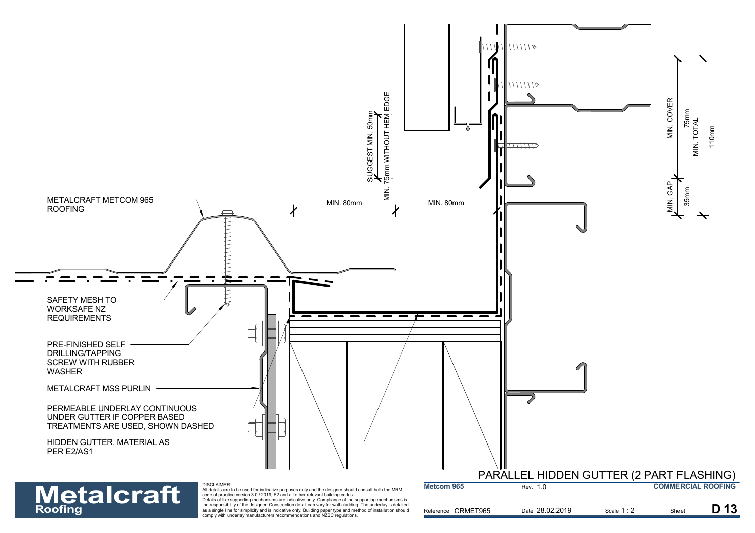# PARALLEL HIDDEN GUTTER (2 PART FLASHING)

METALCRAFT METCOM 965 ROOFING

SAFETY MESH TO WORKSAFE NZ REQUIREMENTS

PRE-FINISHED SELF DRILLING/TAPPING SCREW WITH RUBBER WASHER

METALCRAFT MSS PURLIN

PERMEABLE UNDERLAY CONTINUOUS UNDER GUTTER IF COPPER BASED TREATMENTS ARE USED, SHOWN DASHED

HIDDEN GUTTER, MATERIAL AS PER E2/AS1

MIN. 80mm

MIN. 80mm

SUGGEST MIN. 50mm

MIN. 75mm WITHOUT HEM EDGE

MIN. COVER 75mm

MIN. GAP 35mm

MIN. TOTAL 110mm

**Metalcraft** Roofing

DISCLAIMER:
All details are to be used for indicative purposes only and the designer should consult both the MRM code of practice version 3.0 / 2019, E2 and all other relevant building codes
Details of the supporting mechanisms are indicative only. Compliance of the supporting mechanisms is the responsibility of the designer. Construction detail can vary for wall cladding. The underlay is detailed as a single line for simplicity and is indicative only. Building paper type and method of installation should comply with underlay manufacturers recommendations and NZBC regulations.

| Metcom 965 | Rev. 1.0 | | COMMERCIAL ROOFING | |
|---|---|---|---|---|
| Reference CRMET965 | Date 28.02.2019 | Scale 1 : 2 | Sheet | D 13 |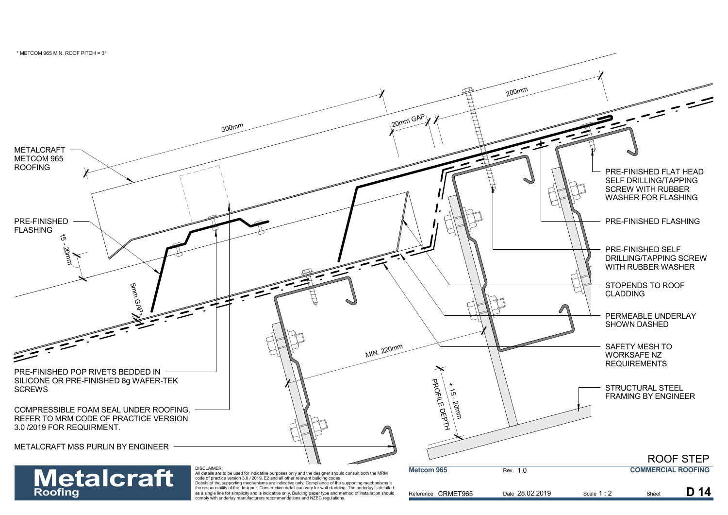* METCOM 965 MIN. ROOF PITCH = 3°

300mm

20mm GAP

200mm

METALCRAFT METCOM 965 ROOFING

PRE-FINISHED FLASHING

15 - 20mm

5mm GAP

MIN. 220mm

+ 15 - 20mm PROFILE DEPTH

PRE-FINISHED FLAT HEAD SELF DRILLING/TAPPING SCREW WITH RUBBER WASHER FOR FLASHING

PRE-FINISHED FLASHING

PRE-FINISHED SELF DRILLING/TAPPING SCREW WITH RUBBER WASHER

STOPENDS TO ROOF CLADDING

PERMEABLE UNDERLAY SHOWN DASHED

SAFETY MESH TO WORKSAFE NZ REQUIREMENTS

STRUCTURAL STEEL FRAMING BY ENGINEER

PRE-FINISHED POP RIVETS BEDDED IN SILICONE OR PRE-FINISHED 8g WAFER-TEK SCREWS

COMPRESSIBLE FOAM SEAL UNDER ROOFING. REFER TO MRM CODE OF PRACTICE VERSION 3.0 /2019 FOR REQUIRMENT.

METALCRAFT MSS PURLIN BY ENGINEER

**Metalcraft Roofing**

DISCLAIMER:
All details are to be used for indicative purposes only and the designer should consult both the MRM code of practice version 3.0 / 2019, E2 and all other relevant building codes
Details of the supporting mechanisms are indicative only. Compliance of the supporting mechanisms is the responsibility of the designer. Construction detail can vary for wall cladding. The underlay is detailed as a single line for simplicity and is indicative only. Building paper type and method of installation should comply with underlay manufacturers recommendations and NZBC regulations.

| **Metcom 965** | Rev. 1.0 | | **ROOF STEP** / **COMMERCIAL ROOFING** |
|---|---|---|---|
| Reference CRMET965 | Date 28.02.2019 | Scale 1 : 2 | Sheet **D 14** |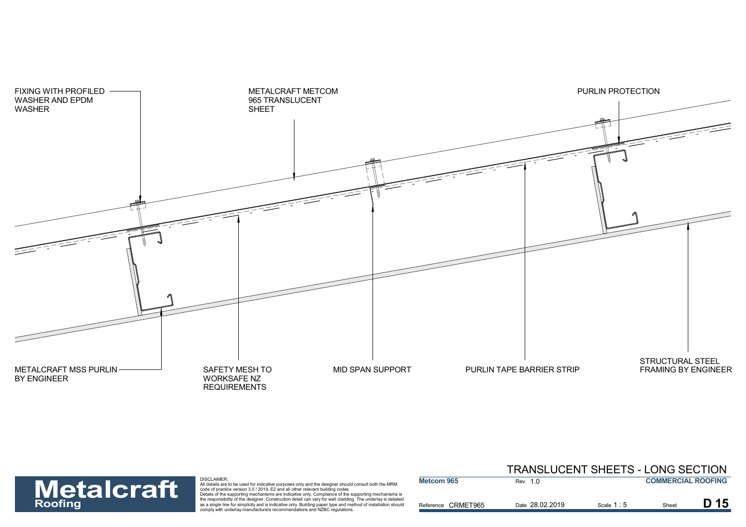FIXING WITH PROFILED WASHER AND EPDM WASHER

METALCRAFT METCOM 965 TRANSLUCENT SHEET

PURLIN PROTECTION

METALCRAFT MSS PURLIN BY ENGINEER

SAFETY MESH TO WORKSAFE NZ REQUIREMENTS

MID SPAN SUPPORT

PURLIN TAPE BARRIER STRIP

STRUCTURAL STEEL FRAMING BY ENGINEER

# TRANSLUCENT SHEETS - LONG SECTION

**Metalcraft Roofing**

DISCLAIMER:
All details are to be used for indicative purposes only and the designer should consult both the MRM code of practice version 3.0 / 2019, E2 and all other relevant building codes
Details of the supporting mechanisms are indicative only. Compliance of the supporting mechanisms is the responsibility of the designer. Construction detail can vary for wall cladding. The underlay is detailed as a single line for simplicity and is indicative only. Building paper type and method of installation should comply with underlay manufacturers recommendations and NZBC regulations.

| **Metcom 965** | Rev. 1.0 | | **COMMERCIAL ROOFING** |
|---|---|---|---|
| Reference CRMET965 | Date 28.02.2019 | Scale 1 : 5 | Sheet **D 15** |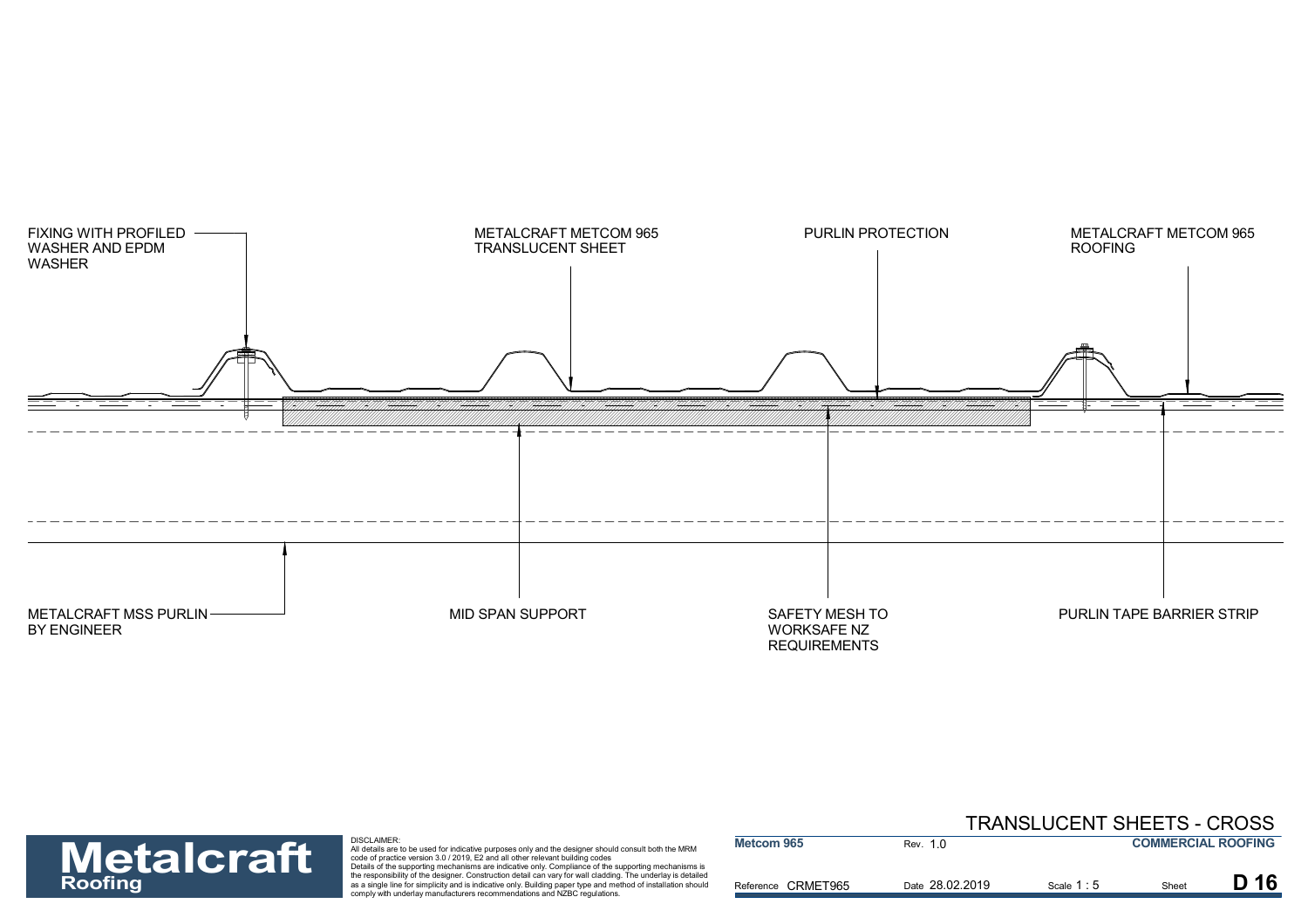FIXING WITH PROFILED WASHER AND EPDM WASHER

METALCRAFT METCOM 965 TRANSLUCENT SHEET

PURLIN PROTECTION

METALCRAFT METCOM 965 ROOFING

METALCRAFT MSS PURLIN BY ENGINEER

MID SPAN SUPPORT

SAFETY MESH TO WORKSAFE NZ REQUIREMENTS

PURLIN TAPE BARRIER STRIP

# TRANSLUCENT SHEETS - CROSS

**Metalcraft Roofing**

DISCLAIMER:
All details are to be used for indicative purposes only and the designer should consult both the MRM code of practice version 3.0 / 2019, E2 and all other relevant building codes
Details of the supporting mechanisms are indicative only. Compliance of the supporting mechanisms is the responsibility of the designer. Construction detail can vary for wall cladding. The underlay is detailed as a single line for simplicity and is indicative only. Building paper type and method of installation should comply with underlay manufacturers recommendations and NZBC regulations.

| **Metcom 965** | Rev. 1.0 | | **COMMERCIAL ROOFING** |
|---|---|---|---|
| Reference CRMET965 | Date 28.02.2019 | Scale 1 : 5 | Sheet **D 16** |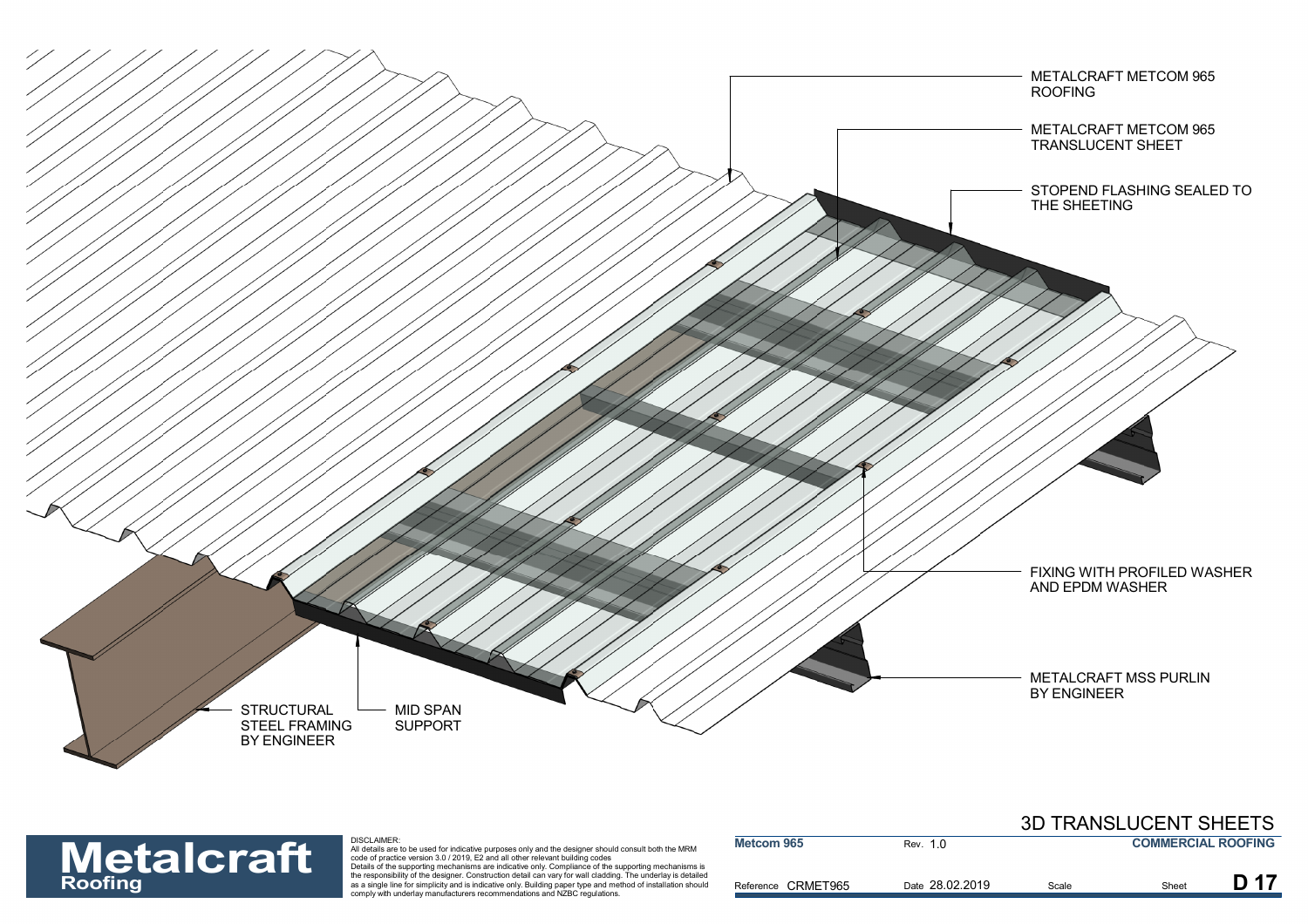METALCRAFT METCOM 965
ROOFING

METALCRAFT METCOM 965
TRANSLUCENT SHEET

STOPEND FLASHING SEALED TO
THE SHEETING

FIXING WITH PROFILED WASHER
AND EPDM WASHER

METALCRAFT MSS PURLIN
BY ENGINEER

STRUCTURAL
STEEL FRAMING
BY ENGINEER

MID SPAN
SUPPORT

# 3D TRANSLUCENT SHEETS

**Metalcraft**
**Roofing**

DISCLAIMER:
All details are to be used for indicative purposes only and the designer should consult both the MRM code of practice version 3.0 / 2019, E2 and all other relevant building codes
Details of the supporting mechanisms are indicative only. Compliance of the supporting mechanisms is the responsibility of the designer. Construction detail can vary for wall cladding. The underlay is detailed as a single line for simplicity and is indicative only. Building paper type and method of installation should comply with underlay manufacturers recommendations and NZBC regulations.

| | | | | |
|---|---|---|---|---|
| **Metcom 965** | Rev. 1.0 | | | **COMMERCIAL ROOFING** |
| Reference CRMET965 | Date 28.02.2019 | Scale | Sheet | **D 17** |